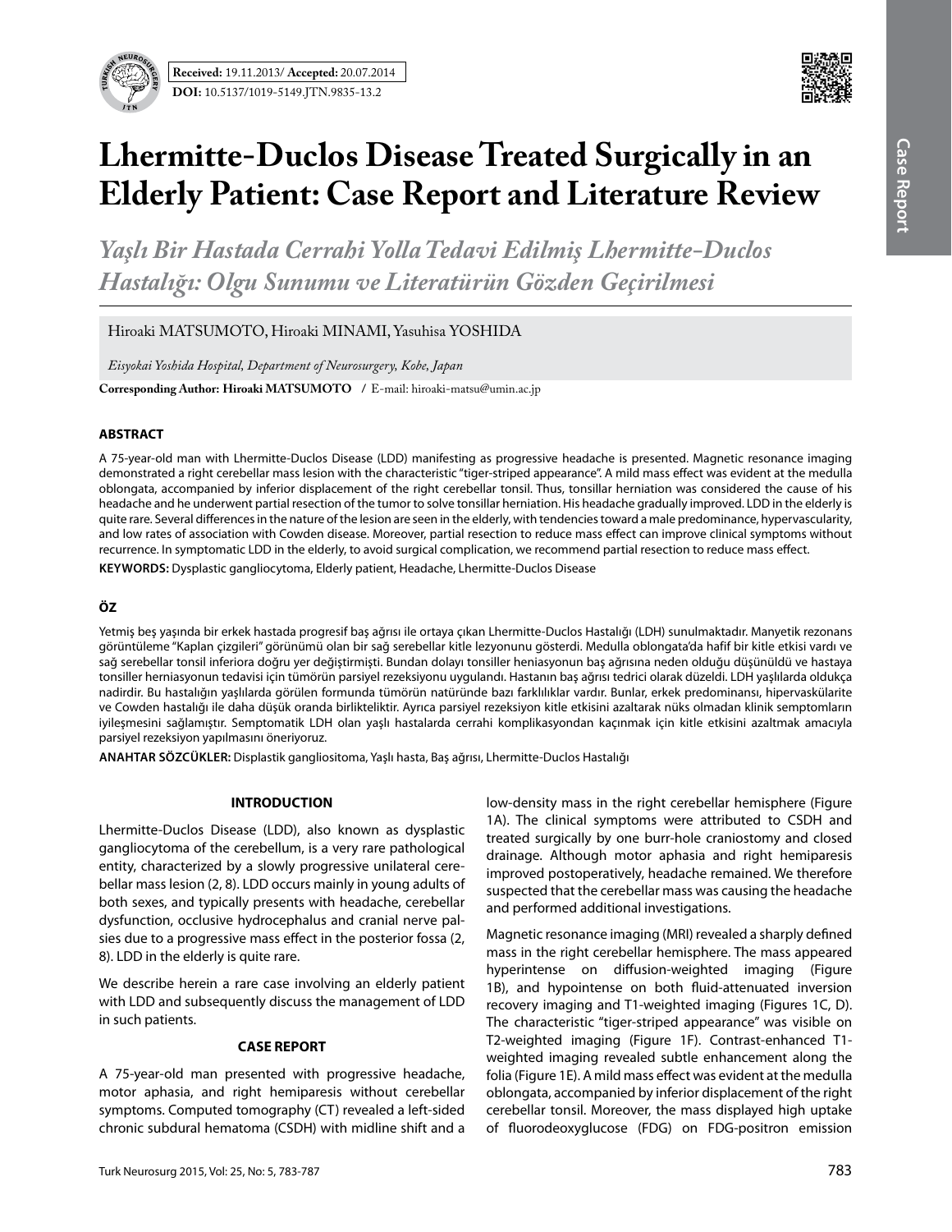Received: 19.11.2013/ Accepted: 20.07.2014

DOI: 10.5137/1019-5149.JTN.9835-13.2

# Lhermitte-Duclos Disease Treated Surgically in an Elderly Patient: Case Report and Literature Review

*Yaşlı Bir Hastada Cerrahi Yolla Tedavi Edilmiş Lhermitte-Duclos Hastalığı: Olgu Sunumu ve Literatürün Gözden Geçirilmesi*

Hiroaki MATSUMOTO, Hiroaki MINAMI, Yasuhisa YOSHIDA

*Eisyokai Yoshida Hospital, Department of Neurosurgery, Kobe, Japan*

**Corresponding Author: Hiroaki MATSUMOTO** / E-mail: hiroaki-matsu@umin.ac.jp

## ABSTRACT

A 75-year-old man with Lhermitte-Duclos Disease (LDD) manifesting as progressive headache is presented. Magnetic resonance imaging demonstrated a right cerebellar mass lesion with the characteristic "tiger-striped appearance". A mild mass effect was evident at the medulla oblongata, accompanied by inferior displacement of the right cerebellar tonsil. Thus, tonsillar herniation was considered the cause of his headache and he underwent partial resection of the tumor to solve tonsillar herniation. His headache gradually improved. LDD in the elderly is quite rare. Several differences in the nature of the lesion are seen in the elderly, with tendencies toward a male predominance, hypervascularity, and low rates of association with Cowden disease. Moreover, partial resection to reduce mass effect can improve clinical symptoms without recurrence. In symptomatic LDD in the elderly, to avoid surgical complication, we recommend partial resection to reduce mass effect.

**KEYWORDS:** Dysplastic gangliocytoma, Elderly patient, Headache, Lhermitte-Duclos Disease

## ÖZ

Yetmiş beş yaşında bir erkek hastada progresif baş ağrısı ile ortaya çıkan Lhermitte-Duclos Hastalığı (LDH) sunulmaktadır. Manyetik rezonans görüntüleme "Kaplan çizgileri" görünümü olan bir sağ serebellar kitle lezyonunu gösterdi. Medulla oblongata'da hafif bir kitle etkisi vardı ve sağ serebellar tonsil inferiora doğru yer değiştirmişti. Bundan dolayı tonsiller heniasyonun baş ağrısına neden olduğu düşünüldü ve hastaya tonsiller herniasyonun tedavisi için tümörün parsiyel rezeksiyonu uygulandı. Hastanın baş ağrısı tedrici olarak düzeldi. LDH yaşlılarda oldukça nadirdir. Bu hastalığın yaşlılarda görülen formunda tümörün natüründe bazı farklılıklar vardır. Bunlar, erkek predominansı, hipervaskülarite ve Cowden hastalığı ile daha düşük oranda birlikteliktir. Ayrıca parsiyel rezeksiyon kitle etkisini azaltarak nüks olmadan klinik semptomların iyileşmesini sağlamıştır. Semptomatik LDH olan yaşlı hastalarda cerrahi komplikasyondan kaçınmak için kitle etkisini azaltmak amacıyla parsiyel rezeksiyon yapılmasını öneriyoruz.

**ANAHTAR SÖZCÜKLER:** Displastik gangliositoma, Yaşlı hasta, Baş ağrısı, Lhermitte-Duclos Hastalığı

## INTRODUCTION

Lhermitte-Duclos Disease (LDD), also known as dysplastic gangliocytoma of the cerebellum, is a very rare pathological entity, characterized by a slowly progressive unilateral cerebellar mass lesion (2, 8). LDD occurs mainly in young adults of both sexes, and typically presents with headache, cerebellar dysfunction, occlusive hydrocephalus and cranial nerve palsies due to a progressive mass effect in the posterior fossa (2, 8). LDD in the elderly is quite rare.

We describe herein a rare case involving an elderly patient with LDD and subsequently discuss the management of LDD in such patients.

## CASE REPORT

A 75-year-old man presented with progressive headache, motor aphasia, and right hemiparesis without cerebellar symptoms. Computed tomography (CT) revealed a left-sided chronic subdural hematoma (CSDH) with midline shift and a low-density mass in the right cerebellar hemisphere (Figure 1A). The clinical symptoms were attributed to CSDH and treated surgically by one burr-hole craniostomy and closed drainage. Although motor aphasia and right hemiparesis improved postoperatively, headache remained. We therefore suspected that the cerebellar mass was causing the headache and performed additional investigations.

Magnetic resonance imaging (MRI) revealed a sharply defined mass in the right cerebellar hemisphere. The mass appeared hyperintense on diffusion-weighted imaging (Figure 1B), and hypointense on both fluid-attenuated inversion recovery imaging and T1-weighted imaging (Figures 1C, D). The characteristic "tiger-striped appearance" was visible on T2-weighted imaging (Figure 1F). Contrast-enhanced T1-weighted imaging revealed subtle enhancement along the folia (Figure 1E). A mild mass effect was evident at the medulla oblongata, accompanied by inferior displacement of the right cerebellar tonsil. Moreover, the mass displayed high uptake of fluorodeoxyglucose (FDG) on FDG-positron emission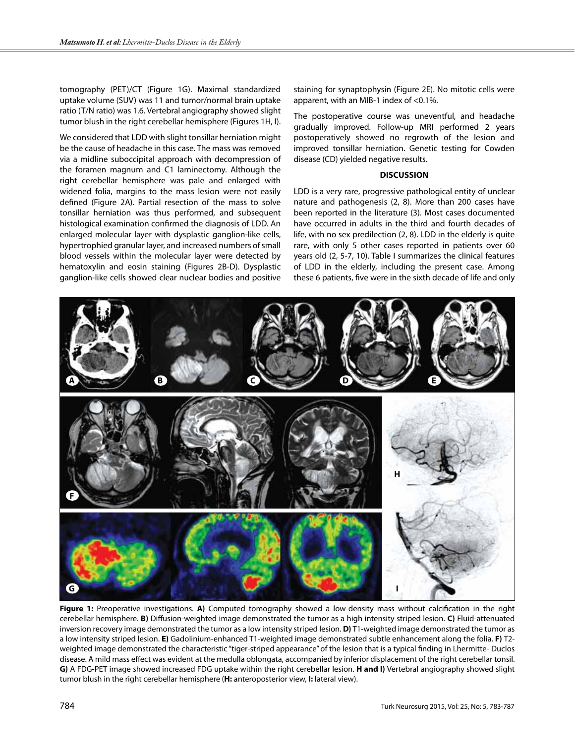tomography (PET)/CT (Figure 1G). Maximal standardized uptake volume (SUV) was 11 and tumor/normal brain uptake ratio (T/N ratio) was 1.6. Vertebral angiography showed slight tumor blush in the right cerebellar hemisphere (Figures 1H, I).

We considered that LDD with slight tonsillar herniation might be the cause of headache in this case. The mass was removed via a midline suboccipital approach with decompression of the foramen magnum and C1 laminectomy. Although the right cerebellar hemisphere was pale and enlarged with widened folia, margins to the mass lesion were not easily defined (Figure 2A). Partial resection of the mass to solve tonsillar herniation was thus performed, and subsequent histological examination confirmed the diagnosis of LDD. An enlarged molecular layer with dysplastic ganglion-like cells, hypertrophied granular layer, and increased numbers of small blood vessels within the molecular layer were detected by hematoxylin and eosin staining (Figures 2B-D). Dysplastic ganglion-like cells showed clear nuclear bodies and positive staining for synaptophysin (Figure 2E). No mitotic cells were apparent, with an MIB-1 index of <0.1%.

The postoperative course was uneventful, and headache gradually improved. Follow-up MRI performed 2 years postoperatively showed no regrowth of the lesion and improved tonsillar herniation. Genetic testing for Cowden disease (CD) yielded negative results.

## DISCUSSION

LDD is a very rare, progressive pathological entity of unclear nature and pathogenesis (2, 8). More than 200 cases have been reported in the literature (3). Most cases documented have occurred in adults in the third and fourth decades of life, with no sex predilection (2, 8). LDD in the elderly is quite rare, with only 5 other cases reported in patients over 60 years old (2, 5-7, 10). Table I summarizes the clinical features of LDD in the elderly, including the present case. Among these 6 patients, five were in the sixth decade of life and only

**Figure 1:** Preoperative investigations. **A)** Computed tomography showed a low-density mass without calcification in the right cerebellar hemisphere. **B)** Diffusion-weighted image demonstrated the tumor as a high intensity striped lesion. **C)** Fluid-attenuated inversion recovery image demonstrated the tumor as a low intensity striped lesion. **D)** T1-weighted image demonstrated the tumor as a low intensity striped lesion. **E)** Gadolinium-enhanced T1-weighted image demonstrated subtle enhancement along the folia. **F)** T2-weighted image demonstrated the characteristic "tiger-striped appearance" of the lesion that is a typical finding in Lhermitte- Duclos disease. A mild mass effect was evident at the medulla oblongata, accompanied by inferior displacement of the right cerebellar tonsil. **G)** A FDG-PET image showed increased FDG uptake within the right cerebellar lesion. **H and I)** Vertebral angiography showed slight tumor blush in the right cerebellar hemisphere (**H:** anteroposterior view, **I:** lateral view).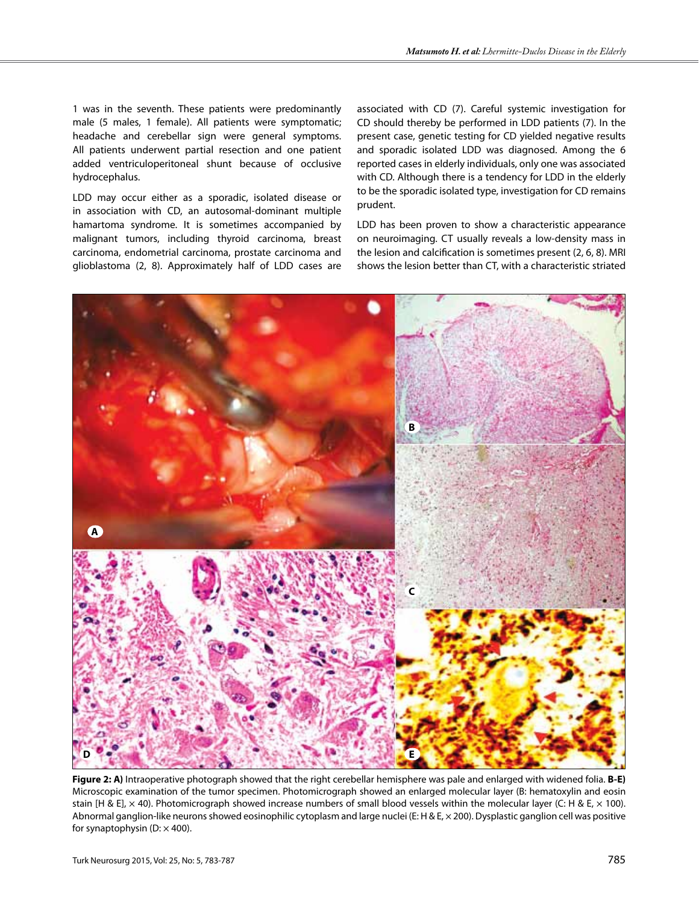1 was in the seventh. These patients were predominantly male (5 males, 1 female). All patients were symptomatic; headache and cerebellar sign were general symptoms. All patients underwent partial resection and one patient added ventriculoperitoneal shunt because of occlusive hydrocephalus.

LDD may occur either as a sporadic, isolated disease or in association with CD, an autosomal-dominant multiple hamartoma syndrome. It is sometimes accompanied by malignant tumors, including thyroid carcinoma, breast carcinoma, endometrial carcinoma, prostate carcinoma and glioblastoma (2, 8). Approximately half of LDD cases are associated with CD (7). Careful systemic investigation for CD should thereby be performed in LDD patients (7). In the present case, genetic testing for CD yielded negative results and sporadic isolated LDD was diagnosed. Among the 6 reported cases in elderly individuals, only one was associated with CD. Although there is a tendency for LDD in the elderly to be the sporadic isolated type, investigation for CD remains prudent.

LDD has been proven to show a characteristic appearance on neuroimaging. CT usually reveals a low-density mass in the lesion and calcification is sometimes present (2, 6, 8). MRI shows the lesion better than CT, with a characteristic striated

**Figure 2: A)** Intraoperative photograph showed that the right cerebellar hemisphere was pale and enlarged with widened folia. **B-E)** Microscopic examination of the tumor specimen. Photomicrograph showed an enlarged molecular layer (B: hematoxylin and eosin stain [H & E], × 40). Photomicrograph showed increase numbers of small blood vessels within the molecular layer (C: H & E, × 100). Abnormal ganglion-like neurons showed eosinophilic cytoplasm and large nuclei (E: H & E, × 200). Dysplastic ganglion cell was positive for synaptophysin (D: × 400).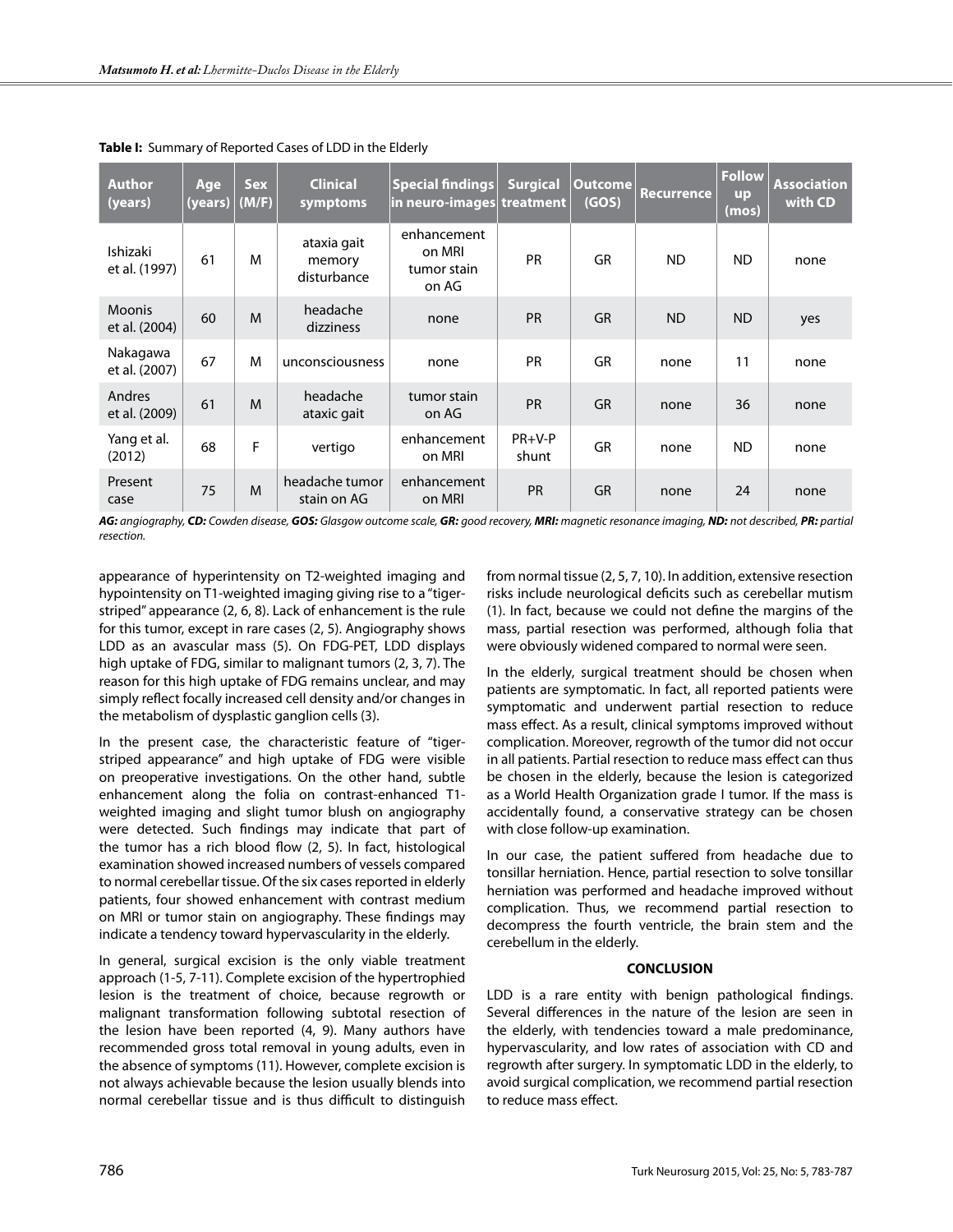**Table I:** Summary of Reported Cases of LDD in the Elderly

| Author (years) | Age (years) | Sex (M/F) | Clinical symptoms | Special findings in neuro-images | Surgical treatment | Outcome (GOS) | Recurrence | Follow up (mos) | Association with CD |
|---|---|---|---|---|---|---|---|---|---|
| Ishizaki et al. (1997) | 61 | M | ataxia gait memory disturbance | enhancement on MRI tumor stain on AG | PR | GR | ND | ND | none |
| Moonis et al. (2004) | 60 | M | headache dizziness | none | PR | GR | ND | ND | yes |
| Nakagawa et al. (2007) | 67 | M | unconsciousness | none | PR | GR | none | 11 | none |
| Andres et al. (2009) | 61 | M | headache ataxic gait | tumor stain on AG | PR | GR | none | 36 | none |
| Yang et al. (2012) | 68 | F | vertigo | enhancement on MRI | PR+V-P shunt | GR | none | ND | none |
| Present case | 75 | M | headache tumor stain on AG | enhancement on MRI | PR | GR | none | 24 | none |

***AG:** angiography, **CD:** Cowden disease, **GOS:** Glasgow outcome scale, **GR:** good recovery, **MRI:** magnetic resonance imaging, **ND:** not described, **PR:** partial resection.*

appearance of hyperintensity on T2-weighted imaging and hypointensity on T1-weighted imaging giving rise to a "tiger-striped" appearance (2, 6, 8). Lack of enhancement is the rule for this tumor, except in rare cases (2, 5). Angiography shows LDD as an avascular mass (5). On FDG-PET, LDD displays high uptake of FDG, similar to malignant tumors (2, 3, 7). The reason for this high uptake of FDG remains unclear, and may simply reflect focally increased cell density and/or changes in the metabolism of dysplastic ganglion cells (3).

In the present case, the characteristic feature of "tiger-striped appearance" and high uptake of FDG were visible on preoperative investigations. On the other hand, subtle enhancement along the folia on contrast-enhanced T1-weighted imaging and slight tumor blush on angiography were detected. Such findings may indicate that part of the tumor has a rich blood flow (2, 5). In fact, histological examination showed increased numbers of vessels compared to normal cerebellar tissue. Of the six cases reported in elderly patients, four showed enhancement with contrast medium on MRI or tumor stain on angiography. These findings may indicate a tendency toward hypervascularity in the elderly.

In general, surgical excision is the only viable treatment approach (1-5, 7-11). Complete excision of the hypertrophied lesion is the treatment of choice, because regrowth or malignant transformation following subtotal resection of the lesion have been reported (4, 9). Many authors have recommended gross total removal in young adults, even in the absence of symptoms (11). However, complete excision is not always achievable because the lesion usually blends into normal cerebellar tissue and is thus difficult to distinguish from normal tissue (2, 5, 7, 10). In addition, extensive resection risks include neurological deficits such as cerebellar mutism (1). In fact, because we could not define the margins of the mass, partial resection was performed, although folia that were obviously widened compared to normal were seen.

In the elderly, surgical treatment should be chosen when patients are symptomatic. In fact, all reported patients were symptomatic and underwent partial resection to reduce mass effect. As a result, clinical symptoms improved without complication. Moreover, regrowth of the tumor did not occur in all patients. Partial resection to reduce mass effect can thus be chosen in the elderly, because the lesion is categorized as a World Health Organization grade I tumor. If the mass is accidentally found, a conservative strategy can be chosen with close follow-up examination.

In our case, the patient suffered from headache due to tonsillar herniation. Hence, partial resection to solve tonsillar herniation was performed and headache improved without complication. Thus, we recommend partial resection to decompress the fourth ventricle, the brain stem and the cerebellum in the elderly.

## CONCLUSION

LDD is a rare entity with benign pathological findings. Several differences in the nature of the lesion are seen in the elderly, with tendencies toward a male predominance, hypervascularity, and low rates of association with CD and regrowth after surgery. In symptomatic LDD in the elderly, to avoid surgical complication, we recommend partial resection to reduce mass effect.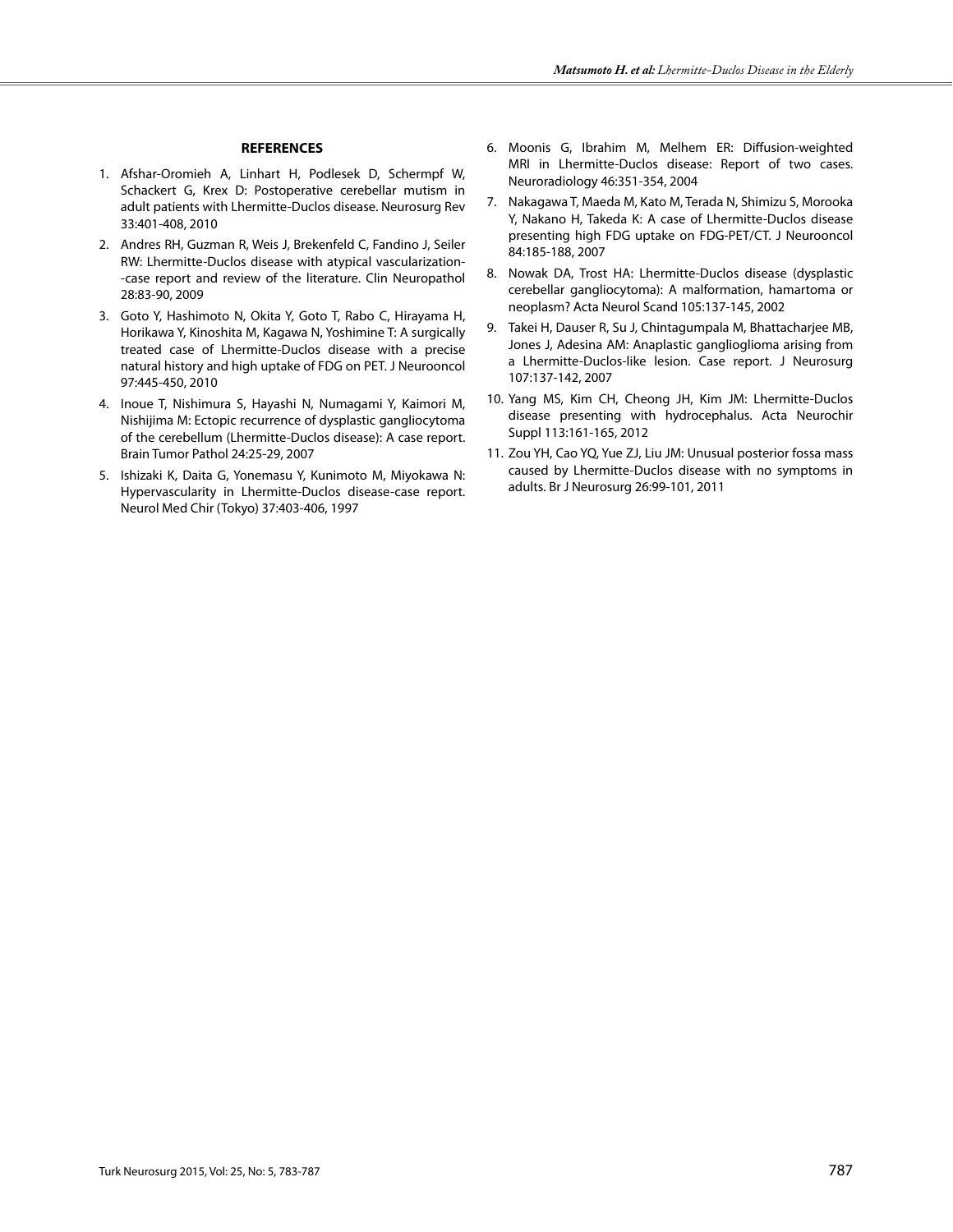## REFERENCES

1. Afshar-Oromieh A, Linhart H, Podlesek D, Schermpf W, Schackert G, Krex D: Postoperative cerebellar mutism in adult patients with Lhermitte-Duclos disease. Neurosurg Rev 33:401-408, 2010
2. Andres RH, Guzman R, Weis J, Brekenfeld C, Fandino J, Seiler RW: Lhermitte-Duclos disease with atypical vascularization--case report and review of the literature. Clin Neuropathol 28:83-90, 2009
3. Goto Y, Hashimoto N, Okita Y, Goto T, Rabo C, Hirayama H, Horikawa Y, Kinoshita M, Kagawa N, Yoshimine T: A surgically treated case of Lhermitte-Duclos disease with a precise natural history and high uptake of FDG on PET. J Neurooncol 97:445-450, 2010
4. Inoue T, Nishimura S, Hayashi N, Numagami Y, Kaimori M, Nishijima M: Ectopic recurrence of dysplastic gangliocytoma of the cerebellum (Lhermitte-Duclos disease): A case report. Brain Tumor Pathol 24:25-29, 2007
5. Ishizaki K, Daita G, Yonemasu Y, Kunimoto M, Miyokawa N: Hypervascularity in Lhermitte-Duclos disease-case report. Neurol Med Chir (Tokyo) 37:403-406, 1997
6. Moonis G, Ibrahim M, Melhem ER: Diffusion-weighted MRI in Lhermitte-Duclos disease: Report of two cases. Neuroradiology 46:351-354, 2004
7. Nakagawa T, Maeda M, Kato M, Terada N, Shimizu S, Morooka Y, Nakano H, Takeda K: A case of Lhermitte-Duclos disease presenting high FDG uptake on FDG-PET/CT. J Neurooncol 84:185-188, 2007
8. Nowak DA, Trost HA: Lhermitte-Duclos disease (dysplastic cerebellar gangliocytoma): A malformation, hamartoma or neoplasm? Acta Neurol Scand 105:137-145, 2002
9. Takei H, Dauser R, Su J, Chintagumpala M, Bhattacharjee MB, Jones J, Adesina AM: Anaplastic ganglioglioma arising from a Lhermitte-Duclos-like lesion. Case report. J Neurosurg 107:137-142, 2007
10. Yang MS, Kim CH, Cheong JH, Kim JM: Lhermitte-Duclos disease presenting with hydrocephalus. Acta Neurochir Suppl 113:161-165, 2012
11. Zou YH, Cao YQ, Yue ZJ, Liu JM: Unusual posterior fossa mass caused by Lhermitte-Duclos disease with no symptoms in adults. Br J Neurosurg 26:99-101, 2011